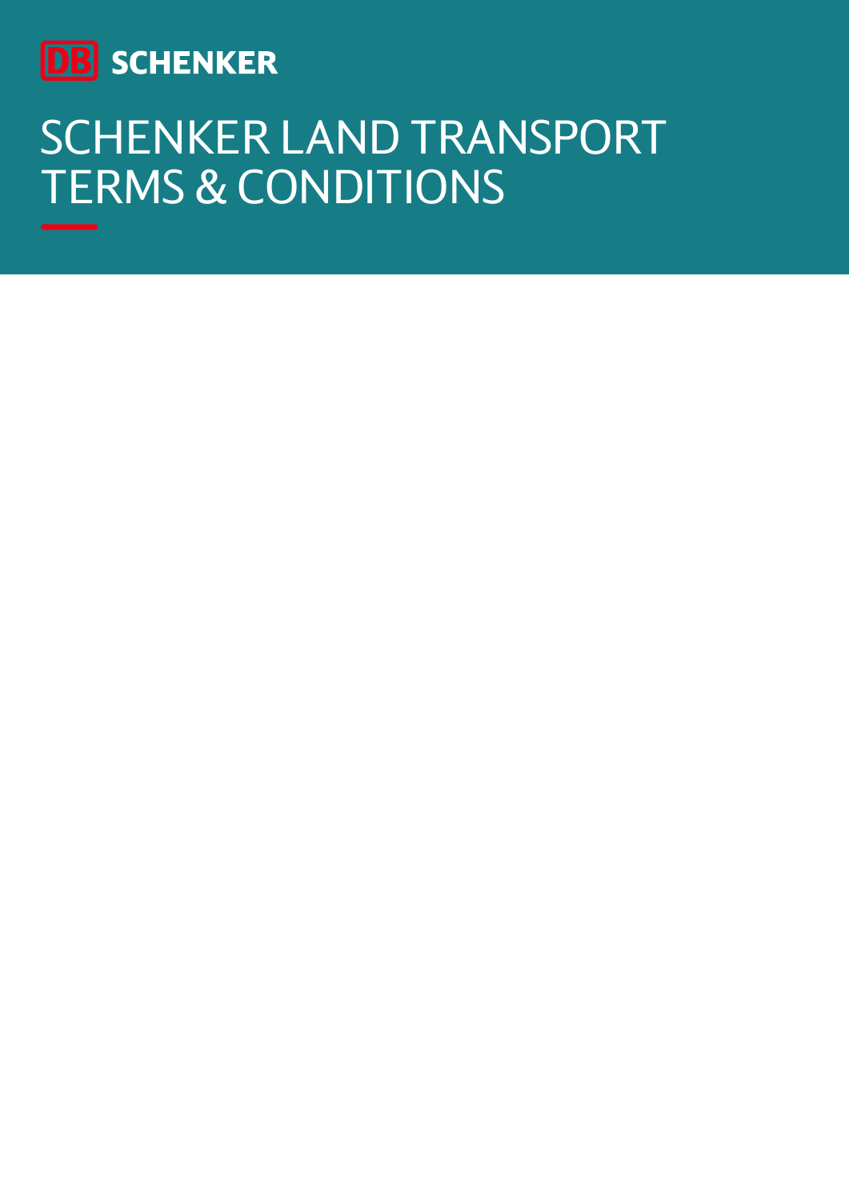DB SCHENKER

# SCHENKER LAND TRANSPORT TERMS & CONDITIONS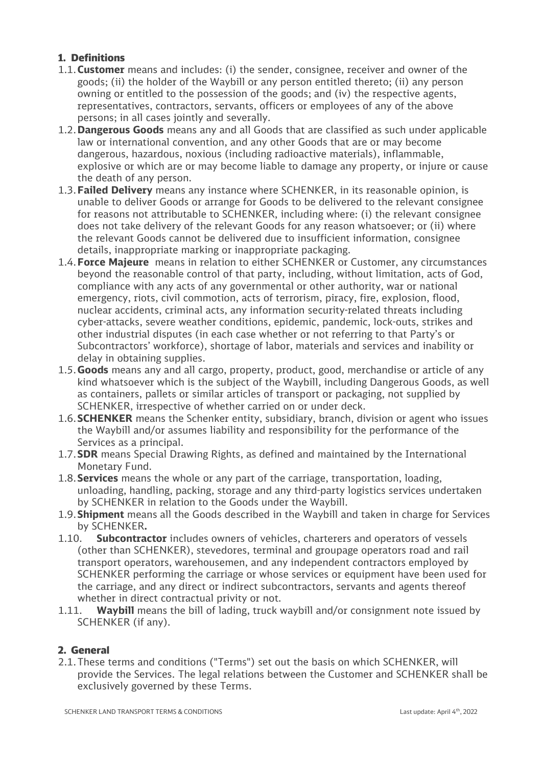## 1. Definitions

1.1. **Customer** means and includes: (i) the sender, consignee, receiver and owner of the goods; (ii) the holder of the Waybill or any person entitled thereto; (ii) any person owning or entitled to the possession of the goods; and (iv) the respective agents, representatives, contractors, servants, officers or employees of any of the above persons; in all cases jointly and severally.

1.2. **Dangerous Goods** means any and all Goods that are classified as such under applicable law or international convention, and any other Goods that are or may become dangerous, hazardous, noxious (including radioactive materials), inflammable, explosive or which are or may become liable to damage any property, or injure or cause the death of any person.

1.3. **Failed Delivery** means any instance where SCHENKER, in its reasonable opinion, is unable to deliver Goods or arrange for Goods to be delivered to the relevant consignee for reasons not attributable to SCHENKER, including where: (i) the relevant consignee does not take delivery of the relevant Goods for any reason whatsoever; or (ii) where the relevant Goods cannot be delivered due to insufficient information, consignee details, inappropriate marking or inappropriate packaging.

1.4. **Force Majeure** means in relation to either SCHENKER or Customer, any circumstances beyond the reasonable control of that party, including, without limitation, acts of God, compliance with any acts of any governmental or other authority, war or national emergency, riots, civil commotion, acts of terrorism, piracy, fire, explosion, flood, nuclear accidents, criminal acts, any information security-related threats including cyber-attacks, severe weather conditions, epidemic, pandemic, lock-outs, strikes and other industrial disputes (in each case whether or not referring to that Party's or Subcontractors' workforce), shortage of labor, materials and services and inability or delay in obtaining supplies.

1.5. **Goods** means any and all cargo, property, product, good, merchandise or article of any kind whatsoever which is the subject of the Waybill, including Dangerous Goods, as well as containers, pallets or similar articles of transport or packaging, not supplied by SCHENKER, irrespective of whether carried on or under deck.

1.6. **SCHENKER** means the Schenker entity, subsidiary, branch, division or agent who issues the Waybill and/or assumes liability and responsibility for the performance of the Services as a principal.

1.7. **SDR** means Special Drawing Rights, as defined and maintained by the International Monetary Fund.

1.8. **Services** means the whole or any part of the carriage, transportation, loading, unloading, handling, packing, storage and any third-party logistics services undertaken by SCHENKER in relation to the Goods under the Waybill.

1.9. **Shipment** means all the Goods described in the Waybill and taken in charge for Services by SCHENKER**.**

1.10. **Subcontractor** includes owners of vehicles, charterers and operators of vessels (other than SCHENKER), stevedores, terminal and groupage operators road and rail transport operators, warehousemen, and any independent contractors employed by SCHENKER performing the carriage or whose services or equipment have been used for the carriage, and any direct or indirect subcontractors, servants and agents thereof whether in direct contractual privity or not.

1.11. **Waybill** means the bill of lading, truck waybill and/or consignment note issued by SCHENKER (if any).

## 2. General

2.1. These terms and conditions ("Terms") set out the basis on which SCHENKER, will provide the Services. The legal relations between the Customer and SCHENKER shall be exclusively governed by these Terms.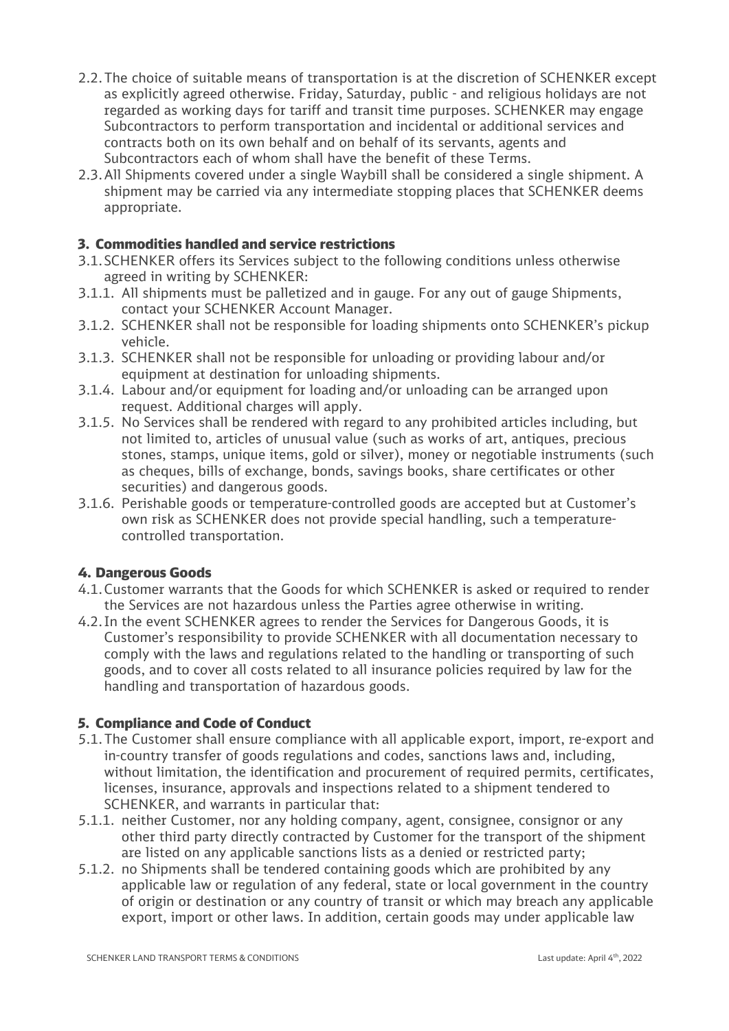2.2. The choice of suitable means of transportation is at the discretion of SCHENKER except as explicitly agreed otherwise. Friday, Saturday, public - and religious holidays are not regarded as working days for tariff and transit time purposes. SCHENKER may engage Subcontractors to perform transportation and incidental or additional services and contracts both on its own behalf and on behalf of its servants, agents and Subcontractors each of whom shall have the benefit of these Terms.

2.3. All Shipments covered under a single Waybill shall be considered a single shipment. A shipment may be carried via any intermediate stopping places that SCHENKER deems appropriate.

## 3. Commodities handled and service restrictions

3.1. SCHENKER offers its Services subject to the following conditions unless otherwise agreed in writing by SCHENKER:

3.1.1. All shipments must be palletized and in gauge. For any out of gauge Shipments, contact your SCHENKER Account Manager.

3.1.2. SCHENKER shall not be responsible for loading shipments onto SCHENKER's pickup vehicle.

3.1.3. SCHENKER shall not be responsible for unloading or providing labour and/or equipment at destination for unloading shipments.

3.1.4. Labour and/or equipment for loading and/or unloading can be arranged upon request. Additional charges will apply.

3.1.5. No Services shall be rendered with regard to any prohibited articles including, but not limited to, articles of unusual value (such as works of art, antiques, precious stones, stamps, unique items, gold or silver), money or negotiable instruments (such as cheques, bills of exchange, bonds, savings books, share certificates or other securities) and dangerous goods.

3.1.6. Perishable goods or temperature-controlled goods are accepted but at Customer's own risk as SCHENKER does not provide special handling, such a temperature-controlled transportation.

## 4. Dangerous Goods

4.1. Customer warrants that the Goods for which SCHENKER is asked or required to render the Services are not hazardous unless the Parties agree otherwise in writing.

4.2. In the event SCHENKER agrees to render the Services for Dangerous Goods, it is Customer's responsibility to provide SCHENKER with all documentation necessary to comply with the laws and regulations related to the handling or transporting of such goods, and to cover all costs related to all insurance policies required by law for the handling and transportation of hazardous goods.

## 5. Compliance and Code of Conduct

5.1. The Customer shall ensure compliance with all applicable export, import, re-export and in-country transfer of goods regulations and codes, sanctions laws and, including, without limitation, the identification and procurement of required permits, certificates, licenses, insurance, approvals and inspections related to a shipment tendered to SCHENKER, and warrants in particular that:

5.1.1. neither Customer, nor any holding company, agent, consignee, consignor or any other third party directly contracted by Customer for the transport of the shipment are listed on any applicable sanctions lists as a denied or restricted party;

5.1.2. no Shipments shall be tendered containing goods which are prohibited by any applicable law or regulation of any federal, state or local government in the country of origin or destination or any country of transit or which may breach any applicable export, import or other laws. In addition, certain goods may under applicable law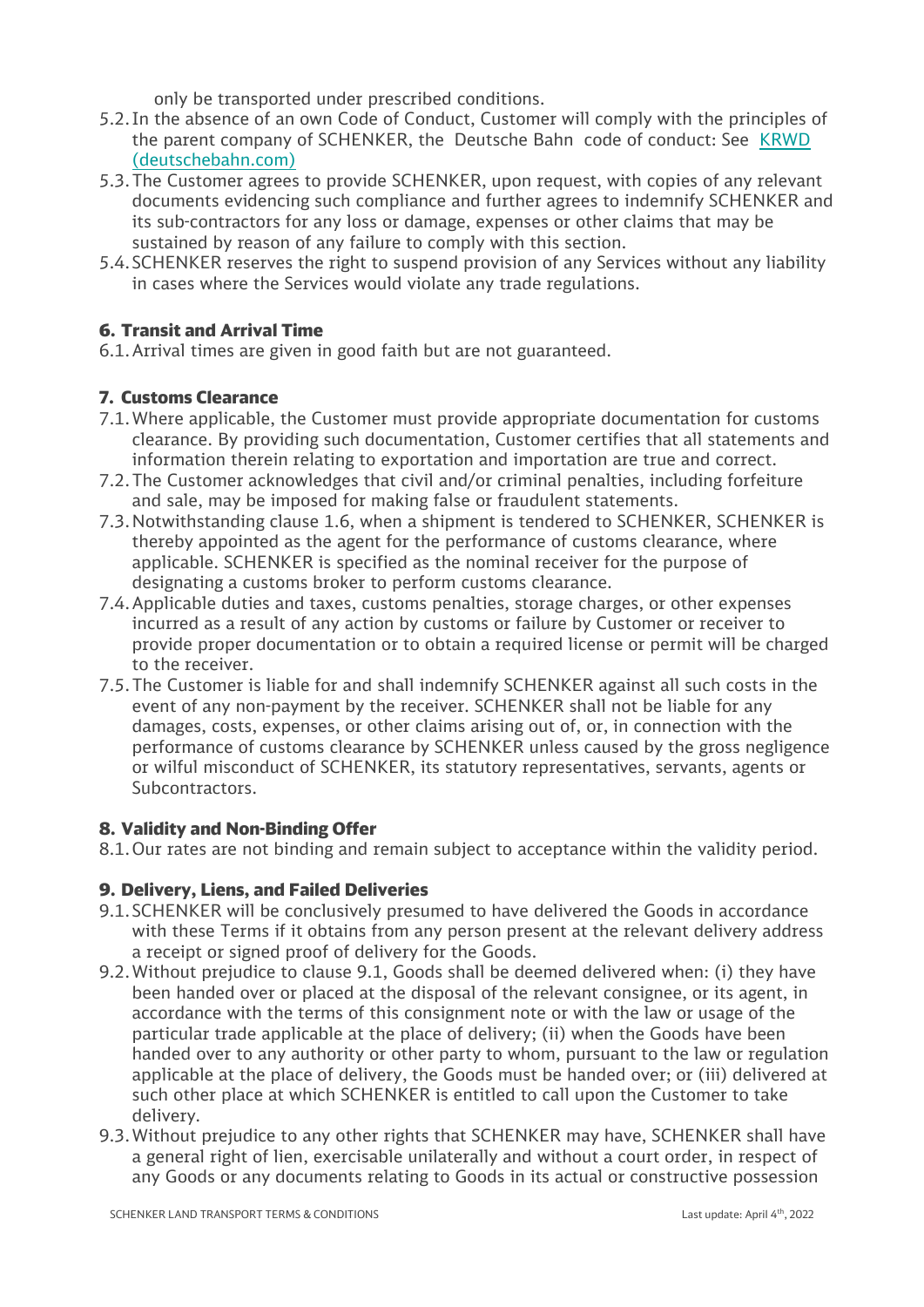only be transported under prescribed conditions.

5.2. In the absence of an own Code of Conduct, Customer will comply with the principles of the parent company of SCHENKER, the Deutsche Bahn code of conduct: See [KRWD (deutschebahn.com)](deutschebahn.com)

5.3. The Customer agrees to provide SCHENKER, upon request, with copies of any relevant documents evidencing such compliance and further agrees to indemnify SCHENKER and its sub-contractors for any loss or damage, expenses or other claims that may be sustained by reason of any failure to comply with this section.

5.4. SCHENKER reserves the right to suspend provision of any Services without any liability in cases where the Services would violate any trade regulations.

## 6. Transit and Arrival Time

6.1. Arrival times are given in good faith but are not guaranteed.

## 7. Customs Clearance

7.1. Where applicable, the Customer must provide appropriate documentation for customs clearance. By providing such documentation, Customer certifies that all statements and information therein relating to exportation and importation are true and correct.

7.2. The Customer acknowledges that civil and/or criminal penalties, including forfeiture and sale, may be imposed for making false or fraudulent statements.

7.3. Notwithstanding clause 1.6, when a shipment is tendered to SCHENKER, SCHENKER is thereby appointed as the agent for the performance of customs clearance, where applicable. SCHENKER is specified as the nominal receiver for the purpose of designating a customs broker to perform customs clearance.

7.4. Applicable duties and taxes, customs penalties, storage charges, or other expenses incurred as a result of any action by customs or failure by Customer or receiver to provide proper documentation or to obtain a required license or permit will be charged to the receiver.

7.5. The Customer is liable for and shall indemnify SCHENKER against all such costs in the event of any non-payment by the receiver. SCHENKER shall not be liable for any damages, costs, expenses, or other claims arising out of, or, in connection with the performance of customs clearance by SCHENKER unless caused by the gross negligence or wilful misconduct of SCHENKER, its statutory representatives, servants, agents or Subcontractors.

## 8. Validity and Non-Binding Offer

8.1. Our rates are not binding and remain subject to acceptance within the validity period.

## 9. Delivery, Liens, and Failed Deliveries

9.1. SCHENKER will be conclusively presumed to have delivered the Goods in accordance with these Terms if it obtains from any person present at the relevant delivery address a receipt or signed proof of delivery for the Goods.

9.2. Without prejudice to clause 9.1, Goods shall be deemed delivered when: (i) they have been handed over or placed at the disposal of the relevant consignee, or its agent, in accordance with the terms of this consignment note or with the law or usage of the particular trade applicable at the place of delivery; (ii) when the Goods have been handed over to any authority or other party to whom, pursuant to the law or regulation applicable at the place of delivery, the Goods must be handed over; or (iii) delivered at such other place at which SCHENKER is entitled to call upon the Customer to take delivery.

9.3. Without prejudice to any other rights that SCHENKER may have, SCHENKER shall have a general right of lien, exercisable unilaterally and without a court order, in respect of any Goods or any documents relating to Goods in its actual or constructive possession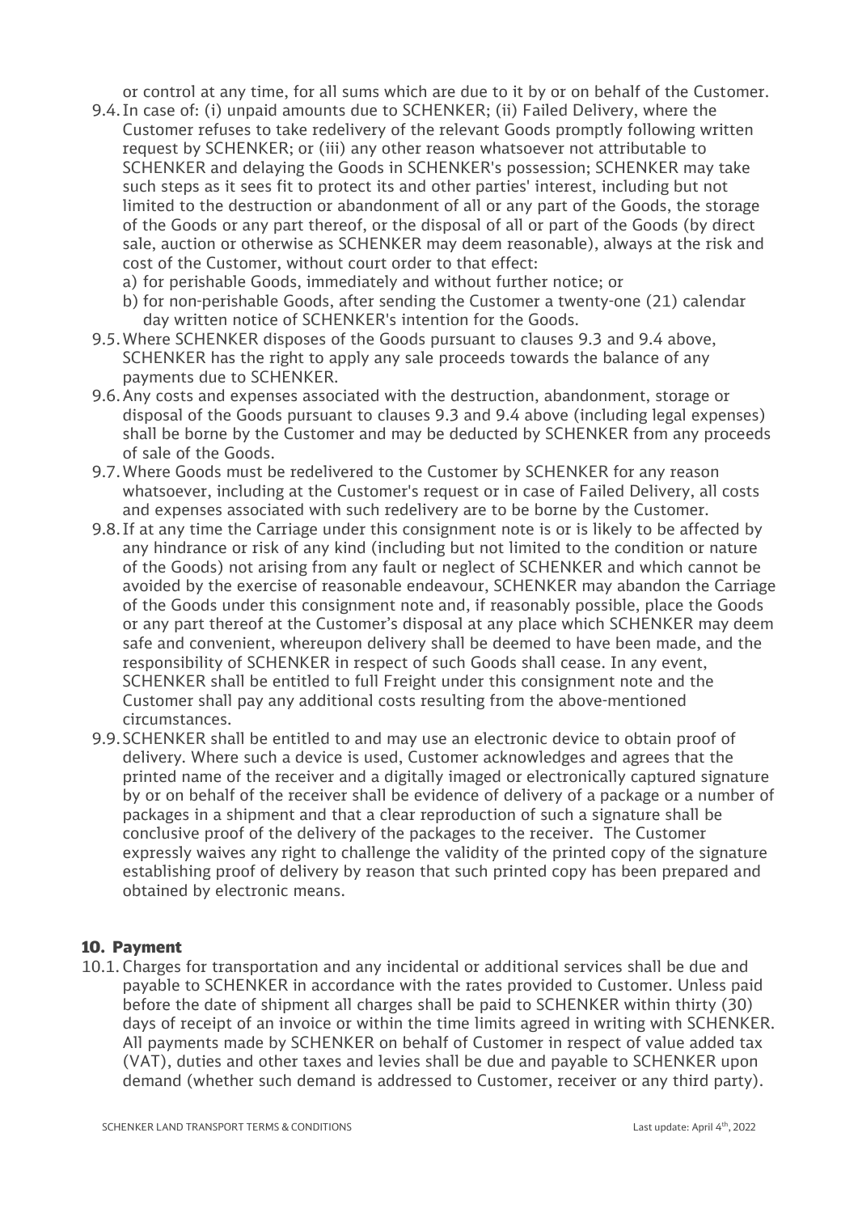or control at any time, for all sums which are due to it by or on behalf of the Customer.

9.4. In case of: (i) unpaid amounts due to SCHENKER; (ii) Failed Delivery, where the Customer refuses to take redelivery of the relevant Goods promptly following written request by SCHENKER; or (iii) any other reason whatsoever not attributable to SCHENKER and delaying the Goods in SCHENKER's possession; SCHENKER may take such steps as it sees fit to protect its and other parties' interest, including but not limited to the destruction or abandonment of all or any part of the Goods, the storage of the Goods or any part thereof, or the disposal of all or part of the Goods (by direct sale, auction or otherwise as SCHENKER may deem reasonable), always at the risk and cost of the Customer, without court order to that effect:

a) for perishable Goods, immediately and without further notice; or

b) for non-perishable Goods, after sending the Customer a twenty-one (21) calendar day written notice of SCHENKER's intention for the Goods.

9.5. Where SCHENKER disposes of the Goods pursuant to clauses 9.3 and 9.4 above, SCHENKER has the right to apply any sale proceeds towards the balance of any payments due to SCHENKER.

9.6. Any costs and expenses associated with the destruction, abandonment, storage or disposal of the Goods pursuant to clauses 9.3 and 9.4 above (including legal expenses) shall be borne by the Customer and may be deducted by SCHENKER from any proceeds of sale of the Goods.

9.7. Where Goods must be redelivered to the Customer by SCHENKER for any reason whatsoever, including at the Customer's request or in case of Failed Delivery, all costs and expenses associated with such redelivery are to be borne by the Customer.

9.8. If at any time the Carriage under this consignment note is or is likely to be affected by any hindrance or risk of any kind (including but not limited to the condition or nature of the Goods) not arising from any fault or neglect of SCHENKER and which cannot be avoided by the exercise of reasonable endeavour, SCHENKER may abandon the Carriage of the Goods under this consignment note and, if reasonably possible, place the Goods or any part thereof at the Customer's disposal at any place which SCHENKER may deem safe and convenient, whereupon delivery shall be deemed to have been made, and the responsibility of SCHENKER in respect of such Goods shall cease. In any event, SCHENKER shall be entitled to full Freight under this consignment note and the Customer shall pay any additional costs resulting from the above-mentioned circumstances.

9.9. SCHENKER shall be entitled to and may use an electronic device to obtain proof of delivery. Where such a device is used, Customer acknowledges and agrees that the printed name of the receiver and a digitally imaged or electronically captured signature by or on behalf of the receiver shall be evidence of delivery of a package or a number of packages in a shipment and that a clear reproduction of such a signature shall be conclusive proof of the delivery of the packages to the receiver. The Customer expressly waives any right to challenge the validity of the printed copy of the signature establishing proof of delivery by reason that such printed copy has been prepared and obtained by electronic means.

## 10. Payment

10.1. Charges for transportation and any incidental or additional services shall be due and payable to SCHENKER in accordance with the rates provided to Customer. Unless paid before the date of shipment all charges shall be paid to SCHENKER within thirty (30) days of receipt of an invoice or within the time limits agreed in writing with SCHENKER. All payments made by SCHENKER on behalf of Customer in respect of value added tax (VAT), duties and other taxes and levies shall be due and payable to SCHENKER upon demand (whether such demand is addressed to Customer, receiver or any third party).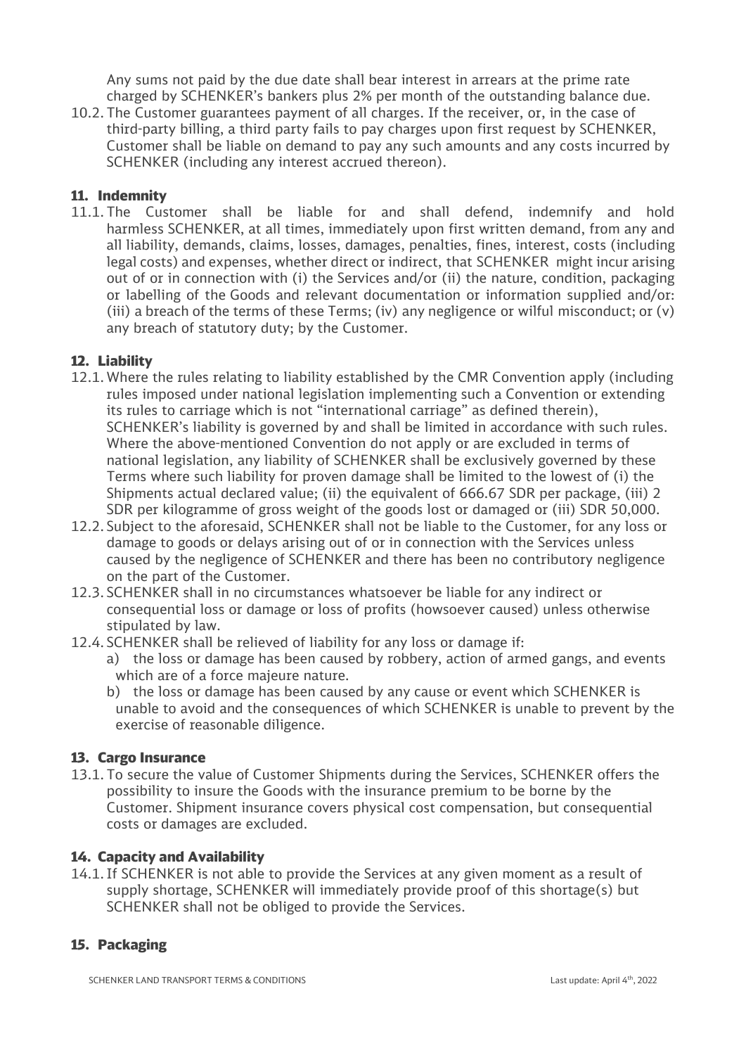Any sums not paid by the due date shall bear interest in arrears at the prime rate charged by SCHENKER's bankers plus 2% per month of the outstanding balance due.

10.2. The Customer guarantees payment of all charges. If the receiver, or, in the case of third-party billing, a third party fails to pay charges upon first request by SCHENKER, Customer shall be liable on demand to pay any such amounts and any costs incurred by SCHENKER (including any interest accrued thereon).

## 11. Indemnity

11.1. The Customer shall be liable for and shall defend, indemnify and hold harmless SCHENKER, at all times, immediately upon first written demand, from any and all liability, demands, claims, losses, damages, penalties, fines, interest, costs (including legal costs) and expenses, whether direct or indirect, that SCHENKER might incur arising out of or in connection with (i) the Services and/or (ii) the nature, condition, packaging or labelling of the Goods and relevant documentation or information supplied and/or: (iii) a breach of the terms of these Terms; (iv) any negligence or wilful misconduct; or (v) any breach of statutory duty; by the Customer.

## 12. Liability

12.1. Where the rules relating to liability established by the CMR Convention apply (including rules imposed under national legislation implementing such a Convention or extending its rules to carriage which is not "international carriage" as defined therein), SCHENKER's liability is governed by and shall be limited in accordance with such rules. Where the above-mentioned Convention do not apply or are excluded in terms of national legislation, any liability of SCHENKER shall be exclusively governed by these Terms where such liability for proven damage shall be limited to the lowest of (i) the Shipments actual declared value; (ii) the equivalent of 666.67 SDR per package, (iii) 2 SDR per kilogramme of gross weight of the goods lost or damaged or (iii) SDR 50,000.

12.2. Subject to the aforesaid, SCHENKER shall not be liable to the Customer, for any loss or damage to goods or delays arising out of or in connection with the Services unless caused by the negligence of SCHENKER and there has been no contributory negligence on the part of the Customer.

12.3. SCHENKER shall in no circumstances whatsoever be liable for any indirect or consequential loss or damage or loss of profits (howsoever caused) unless otherwise stipulated by law.

12.4. SCHENKER shall be relieved of liability for any loss or damage if:

a) the loss or damage has been caused by robbery, action of armed gangs, and events which are of a force majeure nature.

b) the loss or damage has been caused by any cause or event which SCHENKER is unable to avoid and the consequences of which SCHENKER is unable to prevent by the exercise of reasonable diligence.

## 13. Cargo Insurance

13.1. To secure the value of Customer Shipments during the Services, SCHENKER offers the possibility to insure the Goods with the insurance premium to be borne by the Customer. Shipment insurance covers physical cost compensation, but consequential costs or damages are excluded.

## 14. Capacity and Availability

14.1. If SCHENKER is not able to provide the Services at any given moment as a result of supply shortage, SCHENKER will immediately provide proof of this shortage(s) but SCHENKER shall not be obliged to provide the Services.

## 15. Packaging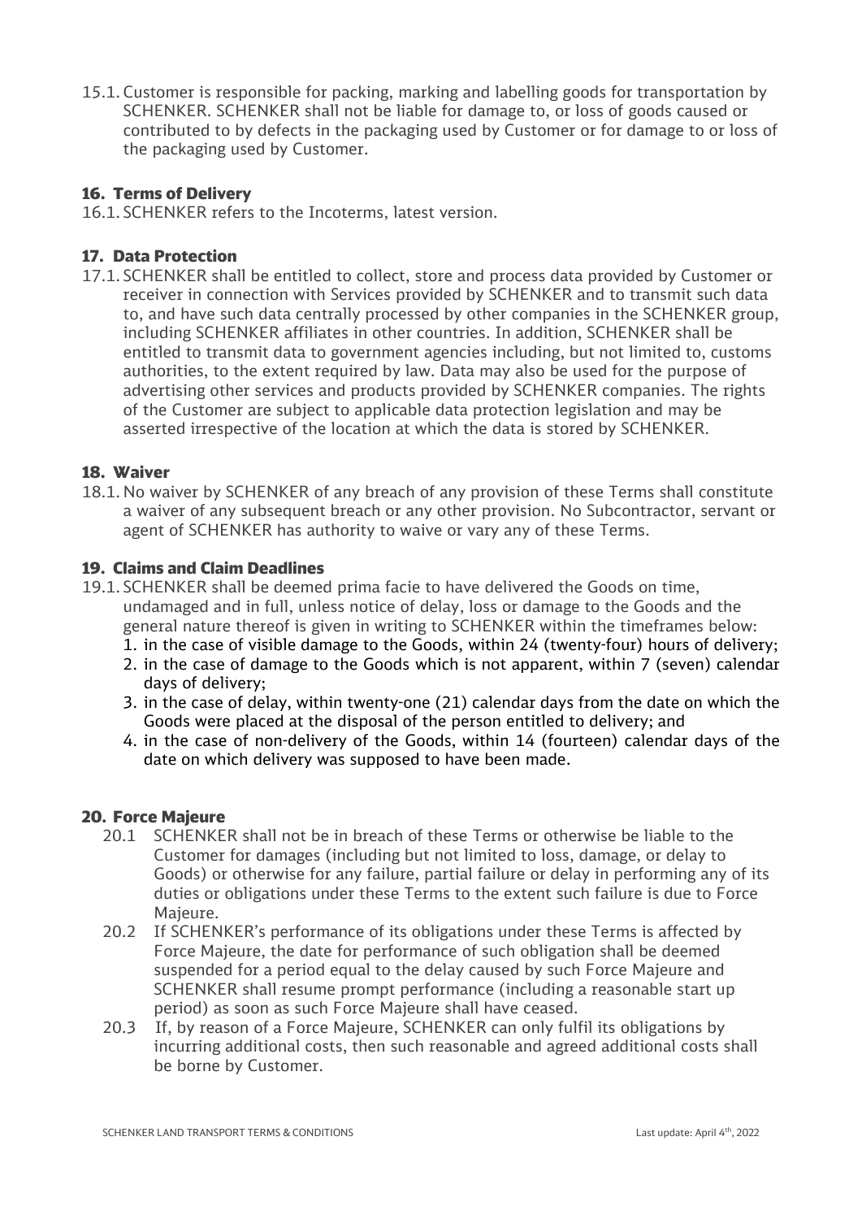15.1. Customer is responsible for packing, marking and labelling goods for transportation by SCHENKER. SCHENKER shall not be liable for damage to, or loss of goods caused or contributed to by defects in the packaging used by Customer or for damage to or loss of the packaging used by Customer.

## 16. Terms of Delivery

16.1. SCHENKER refers to the Incoterms, latest version.

## 17. Data Protection

17.1. SCHENKER shall be entitled to collect, store and process data provided by Customer or receiver in connection with Services provided by SCHENKER and to transmit such data to, and have such data centrally processed by other companies in the SCHENKER group, including SCHENKER affiliates in other countries. In addition, SCHENKER shall be entitled to transmit data to government agencies including, but not limited to, customs authorities, to the extent required by law. Data may also be used for the purpose of advertising other services and products provided by SCHENKER companies. The rights of the Customer are subject to applicable data protection legislation and may be asserted irrespective of the location at which the data is stored by SCHENKER.

## 18. Waiver

18.1. No waiver by SCHENKER of any breach of any provision of these Terms shall constitute a waiver of any subsequent breach or any other provision. No Subcontractor, servant or agent of SCHENKER has authority to waive or vary any of these Terms.

## 19. Claims and Claim Deadlines

19.1. SCHENKER shall be deemed prima facie to have delivered the Goods on time, undamaged and in full, unless notice of delay, loss or damage to the Goods and the general nature thereof is given in writing to SCHENKER within the timeframes below:

1. in the case of visible damage to the Goods, within 24 (twenty-four) hours of delivery;
2. in the case of damage to the Goods which is not apparent, within 7 (seven) calendar days of delivery;
3. in the case of delay, within twenty-one (21) calendar days from the date on which the Goods were placed at the disposal of the person entitled to delivery; and
4. in the case of non-delivery of the Goods, within 14 (fourteen) calendar days of the date on which delivery was supposed to have been made.

## 20. Force Majeure

20.1 SCHENKER shall not be in breach of these Terms or otherwise be liable to the Customer for damages (including but not limited to loss, damage, or delay to Goods) or otherwise for any failure, partial failure or delay in performing any of its duties or obligations under these Terms to the extent such failure is due to Force Majeure.

20.2 If SCHENKER's performance of its obligations under these Terms is affected by Force Majeure, the date for performance of such obligation shall be deemed suspended for a period equal to the delay caused by such Force Majeure and SCHENKER shall resume prompt performance (including a reasonable start up period) as soon as such Force Majeure shall have ceased.

20.3 If, by reason of a Force Majeure, SCHENKER can only fulfil its obligations by incurring additional costs, then such reasonable and agreed additional costs shall be borne by Customer.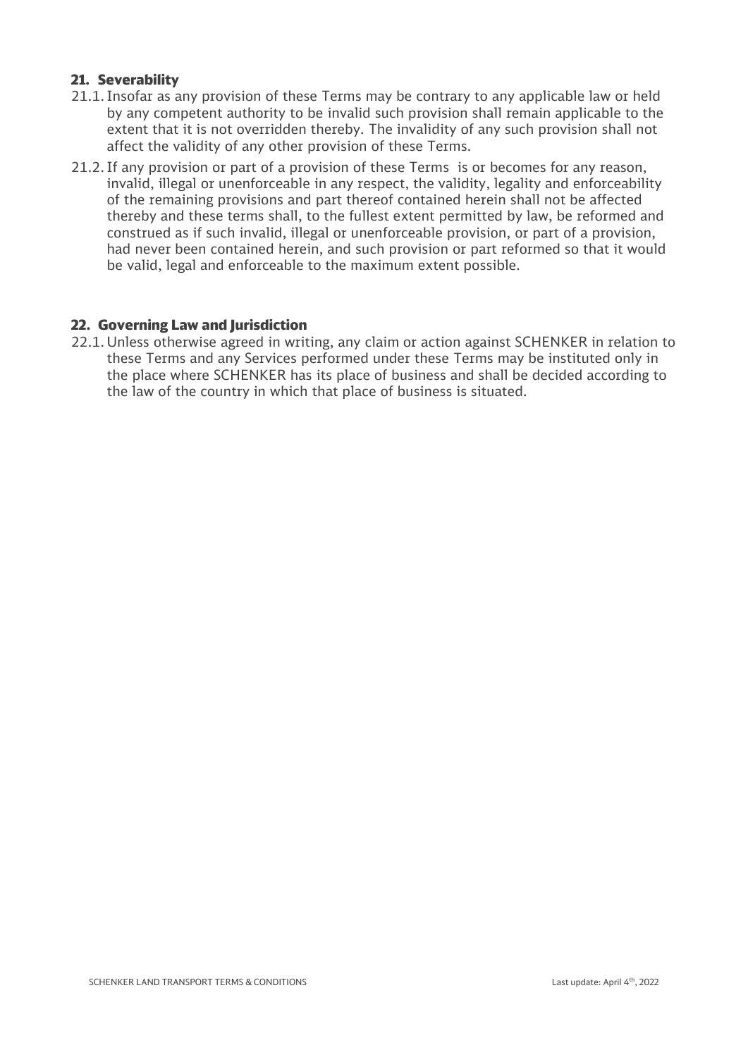## 21. Severability

21.1. Insofar as any provision of these Terms may be contrary to any applicable law or held by any competent authority to be invalid such provision shall remain applicable to the extent that it is not overridden thereby. The invalidity of any such provision shall not affect the validity of any other provision of these Terms.

21.2. If any provision or part of a provision of these Terms is or becomes for any reason, invalid, illegal or unenforceable in any respect, the validity, legality and enforceability of the remaining provisions and part thereof contained herein shall not be affected thereby and these terms shall, to the fullest extent permitted by law, be reformed and construed as if such invalid, illegal or unenforceable provision, or part of a provision, had never been contained herein, and such provision or part reformed so that it would be valid, legal and enforceable to the maximum extent possible.

## 22. Governing Law and Jurisdiction

22.1. Unless otherwise agreed in writing, any claim or action against SCHENKER in relation to these Terms and any Services performed under these Terms may be instituted only in the place where SCHENKER has its place of business and shall be decided according to the law of the country in which that place of business is situated.